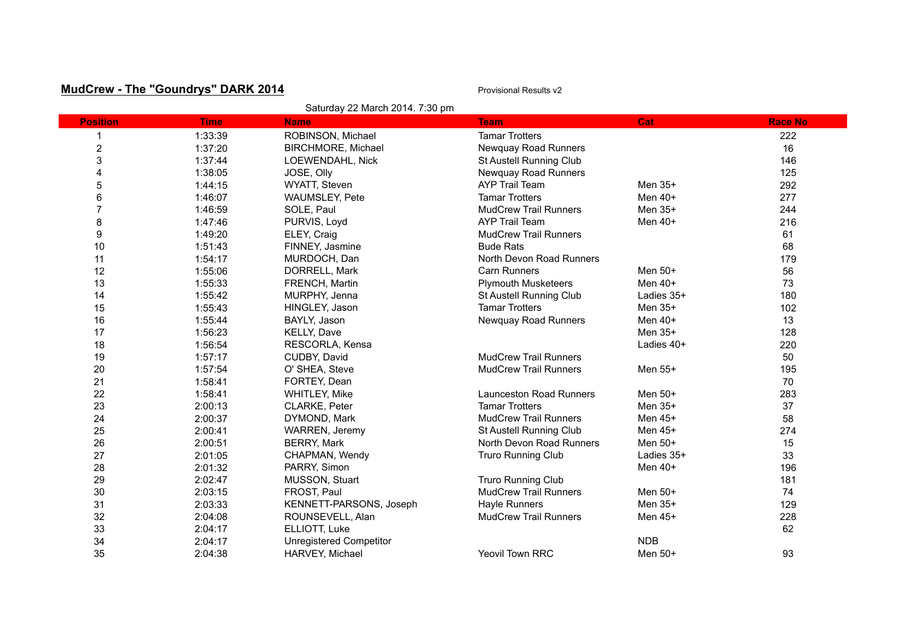## MudCrew - The "Goundrys" DARK 2014

Provisional Results v2

Saturday 22 March 2014. 7:30 pm

| Position | Time | Name | Team | Cat | Race No |
|---|---|---|---|---|---|
| 1 | 1:33:39 | ROBINSON, Michael | Tamar Trotters | | 222 |
| 2 | 1:37:20 | BIRCHMORE, Michael | Newquay Road Runners | | 16 |
| 3 | 1:37:44 | LOEWENDAHL, Nick | St Austell Running Club | | 146 |
| 4 | 1:38:05 | JOSE, Olly | Newquay Road Runners | | 125 |
| 5 | 1:44:15 | WYATT, Steven | AYP Trail Team | Men 35+ | 292 |
| 6 | 1:46:07 | WAUMSLEY, Pete | Tamar Trotters | Men 40+ | 277 |
| 7 | 1:46:59 | SOLE, Paul | MudCrew Trail Runners | Men 35+ | 244 |
| 8 | 1:47:46 | PURVIS, Loyd | AYP Trail Team | Men 40+ | 216 |
| 9 | 1:49:20 | ELEY, Craig | MudCrew Trail Runners | | 61 |
| 10 | 1:51:43 | FINNEY, Jasmine | Bude Rats | | 68 |
| 11 | 1:54:17 | MURDOCH, Dan | North Devon Road Runners | | 179 |
| 12 | 1:55:06 | DORRELL, Mark | Carn Runners | Men 50+ | 56 |
| 13 | 1:55:33 | FRENCH, Martin | Plymouth Musketeers | Men 40+ | 73 |
| 14 | 1:55:42 | MURPHY, Jenna | St Austell Running Club | Ladies 35+ | 180 |
| 15 | 1:55:43 | HINGLEY, Jason | Tamar Trotters | Men 35+ | 102 |
| 16 | 1:55:44 | BAYLY, Jason | Newquay Road Runners | Men 40+ | 13 |
| 17 | 1:56:23 | KELLY, Dave | | Men 35+ | 128 |
| 18 | 1:56:54 | RESCORLA, Kensa | | Ladies 40+ | 220 |
| 19 | 1:57:17 | CUDBY, David | MudCrew Trail Runners | | 50 |
| 20 | 1:57:54 | O' SHEA, Steve | MudCrew Trail Runners | Men 55+ | 195 |
| 21 | 1:58:41 | FORTEY, Dean | | | 70 |
| 22 | 1:58:41 | WHITLEY, Mike | Launceston Road Runners | Men 50+ | 283 |
| 23 | 2:00:13 | CLARKE, Peter | Tamar Trotters | Men 35+ | 37 |
| 24 | 2:00:37 | DYMOND, Mark | MudCrew Trail Runners | Men 45+ | 58 |
| 25 | 2:00:41 | WARREN, Jeremy | St Austell Running Club | Men 45+ | 274 |
| 26 | 2:00:51 | BERRY, Mark | North Devon Road Runners | Men 50+ | 15 |
| 27 | 2:01:05 | CHAPMAN, Wendy | Truro Running Club | Ladies 35+ | 33 |
| 28 | 2:01:32 | PARRY, Simon | | Men 40+ | 196 |
| 29 | 2:02:47 | MUSSON, Stuart | Truro Running Club | | 181 |
| 30 | 2:03:15 | FROST, Paul | MudCrew Trail Runners | Men 50+ | 74 |
| 31 | 2:03:33 | KENNETT-PARSONS, Joseph | Hayle Runners | Men 35+ | 129 |
| 32 | 2:04:08 | ROUNSEVELL, Alan | MudCrew Trail Runners | Men 45+ | 228 |
| 33 | 2:04:17 | ELLIOTT, Luke | | | 62 |
| 34 | 2:04:17 | Unregistered Competitor | | NDB | |
| 35 | 2:04:38 | HARVEY, Michael | Yeovil Town RRC | Men 50+ | 93 |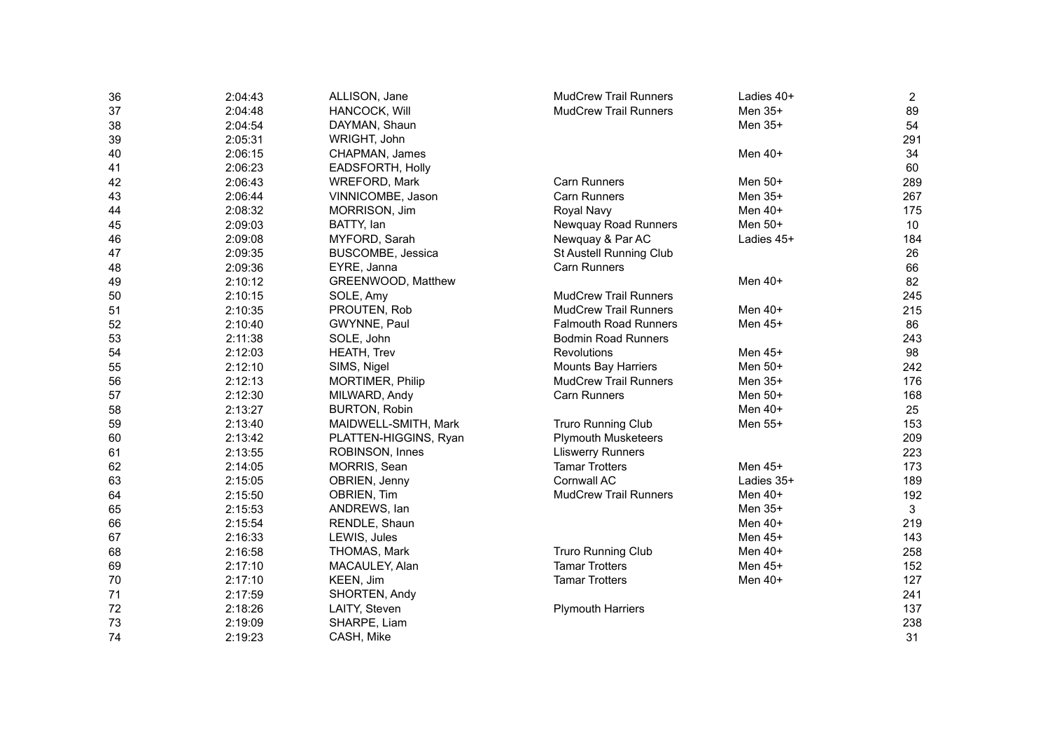| | | | | | |
|---|---|---|---|---|---|
| 36 | 2:04:43 | ALLISON, Jane | MudCrew Trail Runners | Ladies 40+ | 2 |
| 37 | 2:04:48 | HANCOCK, Will | MudCrew Trail Runners | Men 35+ | 89 |
| 38 | 2:04:54 | DAYMAN, Shaun | | Men 35+ | 54 |
| 39 | 2:05:31 | WRIGHT, John | | | 291 |
| 40 | 2:06:15 | CHAPMAN, James | | Men 40+ | 34 |
| 41 | 2:06:23 | EADSFORTH, Holly | | | 60 |
| 42 | 2:06:43 | WREFORD, Mark | Carn Runners | Men 50+ | 289 |
| 43 | 2:06:44 | VINNICOMBE, Jason | Carn Runners | Men 35+ | 267 |
| 44 | 2:08:32 | MORRISON, Jim | Royal Navy | Men 40+ | 175 |
| 45 | 2:09:03 | BATTY, Ian | Newquay Road Runners | Men 50+ | 10 |
| 46 | 2:09:08 | MYFORD, Sarah | Newquay & Par AC | Ladies 45+ | 184 |
| 47 | 2:09:35 | BUSCOMBE, Jessica | St Austell Running Club | | 26 |
| 48 | 2:09:36 | EYRE, Janna | Carn Runners | | 66 |
| 49 | 2:10:12 | GREENWOOD, Matthew | | Men 40+ | 82 |
| 50 | 2:10:15 | SOLE, Amy | MudCrew Trail Runners | | 245 |
| 51 | 2:10:35 | PROUTEN, Rob | MudCrew Trail Runners | Men 40+ | 215 |
| 52 | 2:10:40 | GWYNNE, Paul | Falmouth Road Runners | Men 45+ | 86 |
| 53 | 2:11:38 | SOLE, John | Bodmin Road Runners | | 243 |
| 54 | 2:12:03 | HEATH, Trev | Revolutions | Men 45+ | 98 |
| 55 | 2:12:10 | SIMS, Nigel | Mounts Bay Harriers | Men 50+ | 242 |
| 56 | 2:12:13 | MORTIMER, Philip | MudCrew Trail Runners | Men 35+ | 176 |
| 57 | 2:12:30 | MILWARD, Andy | Carn Runners | Men 50+ | 168 |
| 58 | 2:13:27 | BURTON, Robin | | Men 40+ | 25 |
| 59 | 2:13:40 | MAIDWELL-SMITH, Mark | Truro Running Club | Men 55+ | 153 |
| 60 | 2:13:42 | PLATTEN-HIGGINS, Ryan | Plymouth Musketeers | | 209 |
| 61 | 2:13:55 | ROBINSON, Innes | Lliswerry Runners | | 223 |
| 62 | 2:14:05 | MORRIS, Sean | Tamar Trotters | Men 45+ | 173 |
| 63 | 2:15:05 | OBRIEN, Jenny | Cornwall AC | Ladies 35+ | 189 |
| 64 | 2:15:50 | OBRIEN, Tim | MudCrew Trail Runners | Men 40+ | 192 |
| 65 | 2:15:53 | ANDREWS, Ian | | Men 35+ | 3 |
| 66 | 2:15:54 | RENDLE, Shaun | | Men 40+ | 219 |
| 67 | 2:16:33 | LEWIS, Jules | | Men 45+ | 143 |
| 68 | 2:16:58 | THOMAS, Mark | Truro Running Club | Men 40+ | 258 |
| 69 | 2:17:10 | MACAULEY, Alan | Tamar Trotters | Men 45+ | 152 |
| 70 | 2:17:10 | KEEN, Jim | Tamar Trotters | Men 40+ | 127 |
| 71 | 2:17:59 | SHORTEN, Andy | | | 241 |
| 72 | 2:18:26 | LAITY, Steven | Plymouth Harriers | | 137 |
| 73 | 2:19:09 | SHARPE, Liam | | | 238 |
| 74 | 2:19:23 | CASH, Mike | | | 31 |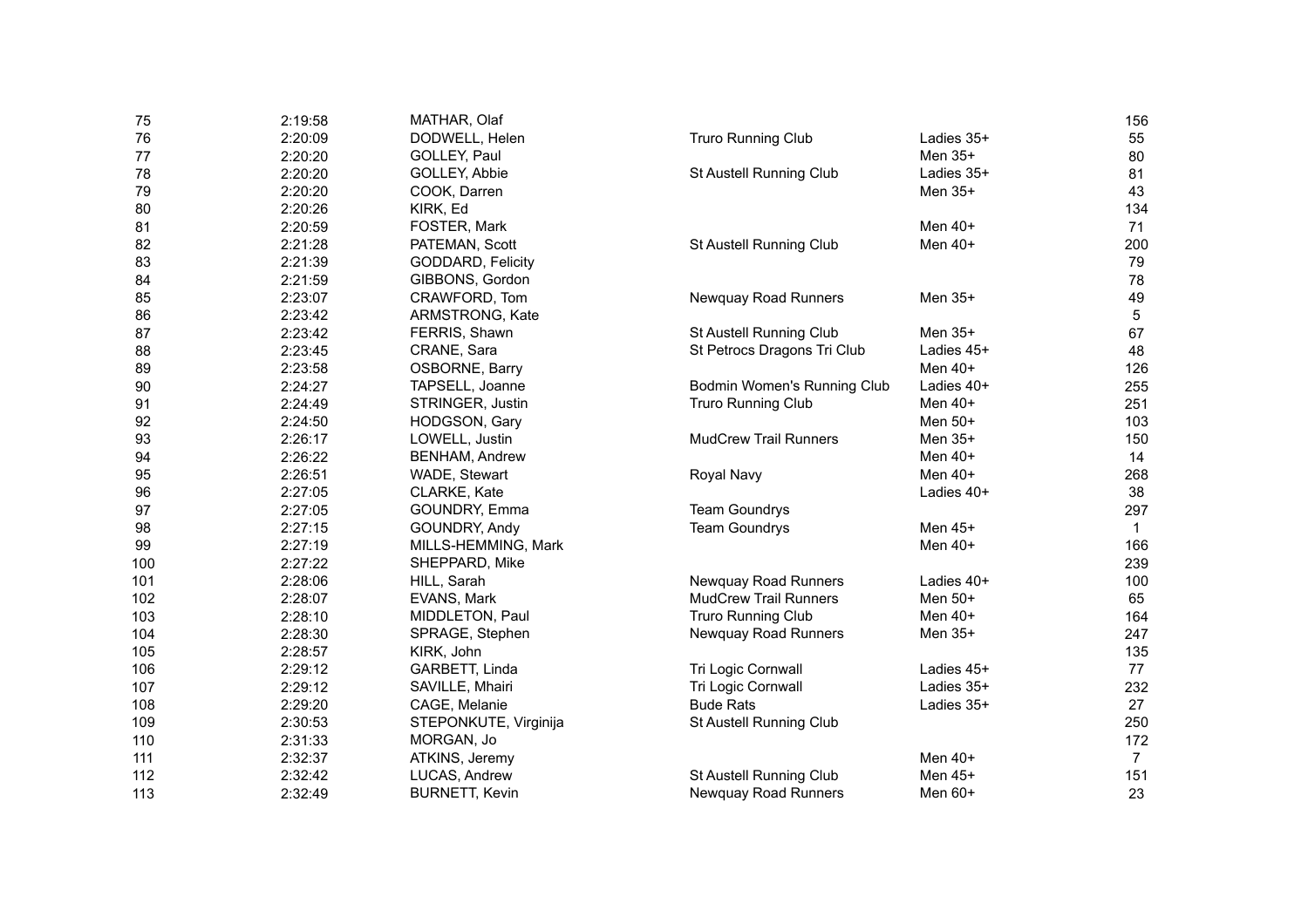| | | | | | |
|---|---|---|---|---|---|
| 75 | 2:19:58 | MATHAR, Olaf | | | 156 |
| 76 | 2:20:09 | DODWELL, Helen | Truro Running Club | Ladies 35+ | 55 |
| 77 | 2:20:20 | GOLLEY, Paul | | Men 35+ | 80 |
| 78 | 2:20:20 | GOLLEY, Abbie | St Austell Running Club | Ladies 35+ | 81 |
| 79 | 2:20:20 | COOK, Darren | | Men 35+ | 43 |
| 80 | 2:20:26 | KIRK, Ed | | | 134 |
| 81 | 2:20:59 | FOSTER, Mark | | Men 40+ | 71 |
| 82 | 2:21:28 | PATEMAN, Scott | St Austell Running Club | Men 40+ | 200 |
| 83 | 2:21:39 | GODDARD, Felicity | | | 79 |
| 84 | 2:21:59 | GIBBONS, Gordon | | | 78 |
| 85 | 2:23:07 | CRAWFORD, Tom | Newquay Road Runners | Men 35+ | 49 |
| 86 | 2:23:42 | ARMSTRONG, Kate | | | 5 |
| 87 | 2:23:42 | FERRIS, Shawn | St Austell Running Club | Men 35+ | 67 |
| 88 | 2:23:45 | CRANE, Sara | St Petrocs Dragons Tri Club | Ladies 45+ | 48 |
| 89 | 2:23:58 | OSBORNE, Barry | | Men 40+ | 126 |
| 90 | 2:24:27 | TAPSELL, Joanne | Bodmin Women's Running Club | Ladies 40+ | 255 |
| 91 | 2:24:49 | STRINGER, Justin | Truro Running Club | Men 40+ | 251 |
| 92 | 2:24:50 | HODGSON, Gary | | Men 50+ | 103 |
| 93 | 2:26:17 | LOWELL, Justin | MudCrew Trail Runners | Men 35+ | 150 |
| 94 | 2:26:22 | BENHAM, Andrew | | Men 40+ | 14 |
| 95 | 2:26:51 | WADE, Stewart | Royal Navy | Men 40+ | 268 |
| 96 | 2:27:05 | CLARKE, Kate | | Ladies 40+ | 38 |
| 97 | 2:27:05 | GOUNDRY, Emma | Team Goundrys | | 297 |
| 98 | 2:27:15 | GOUNDRY, Andy | Team Goundrys | Men 45+ | 1 |
| 99 | 2:27:19 | MILLS-HEMMING, Mark | | Men 40+ | 166 |
| 100 | 2:27:22 | SHEPPARD, Mike | | | 239 |
| 101 | 2:28:06 | HILL, Sarah | Newquay Road Runners | Ladies 40+ | 100 |
| 102 | 2:28:07 | EVANS, Mark | MudCrew Trail Runners | Men 50+ | 65 |
| 103 | 2:28:10 | MIDDLETON, Paul | Truro Running Club | Men 40+ | 164 |
| 104 | 2:28:30 | SPRAGE, Stephen | Newquay Road Runners | Men 35+ | 247 |
| 105 | 2:28:57 | KIRK, John | | | 135 |
| 106 | 2:29:12 | GARBETT, Linda | Tri Logic Cornwall | Ladies 45+ | 77 |
| 107 | 2:29:12 | SAVILLE, Mhairi | Tri Logic Cornwall | Ladies 35+ | 232 |
| 108 | 2:29:20 | CAGE, Melanie | Bude Rats | Ladies 35+ | 27 |
| 109 | 2:30:53 | STEPONKUTE, Virginija | St Austell Running Club | | 250 |
| 110 | 2:31:33 | MORGAN, Jo | | | 172 |
| 111 | 2:32:37 | ATKINS, Jeremy | | Men 40+ | 7 |
| 112 | 2:32:42 | LUCAS, Andrew | St Austell Running Club | Men 45+ | 151 |
| 113 | 2:32:49 | BURNETT, Kevin | Newquay Road Runners | Men 60+ | 23 |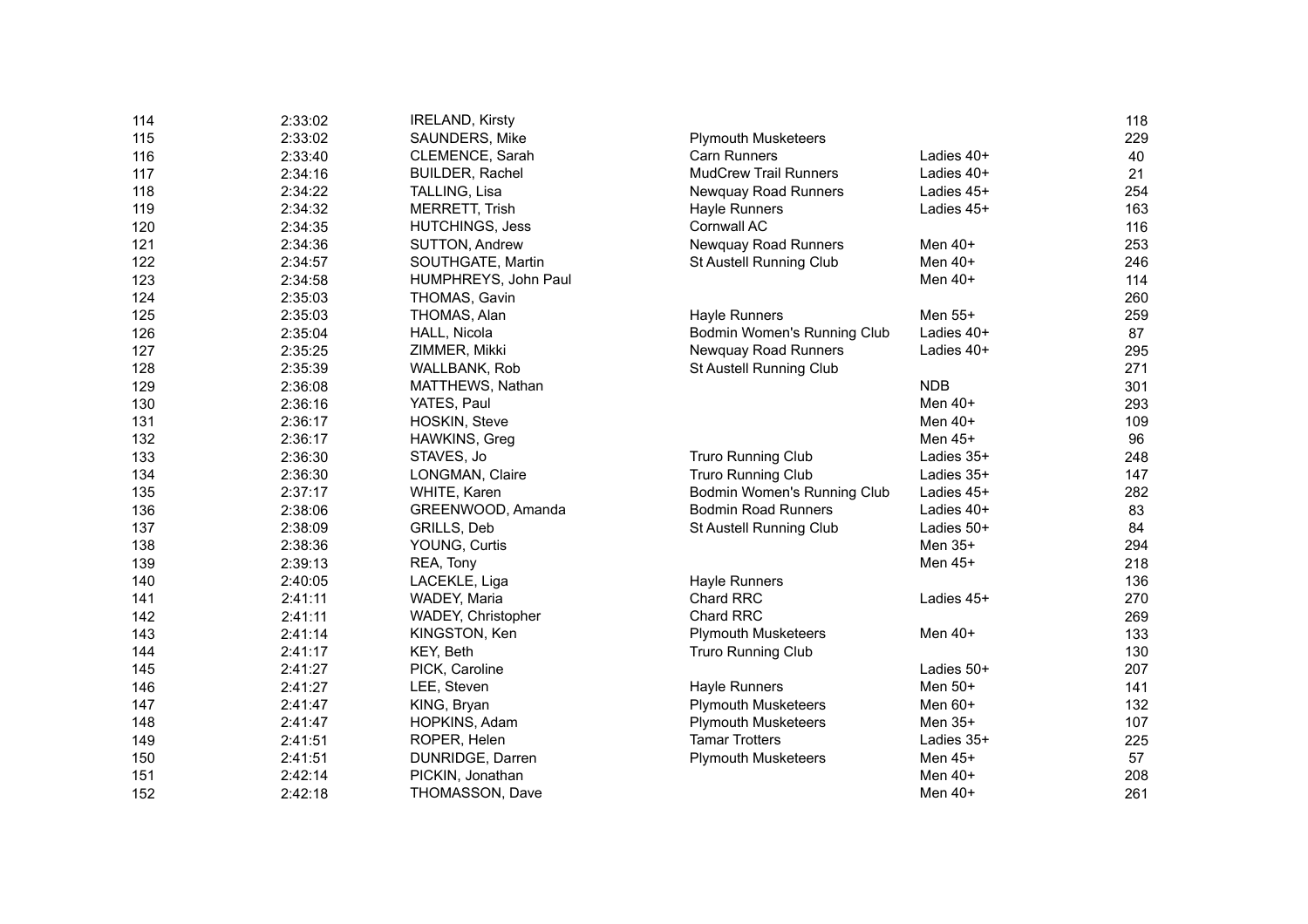| | | | | | |
|---|---|---|---|---|---|
| 114 | 2:33:02 | IRELAND, Kirsty | | | 118 |
| 115 | 2:33:02 | SAUNDERS, Mike | Plymouth Musketeers | | 229 |
| 116 | 2:33:40 | CLEMENCE, Sarah | Carn Runners | Ladies 40+ | 40 |
| 117 | 2:34:16 | BUILDER, Rachel | MudCrew Trail Runners | Ladies 40+ | 21 |
| 118 | 2:34:22 | TALLING, Lisa | Newquay Road Runners | Ladies 45+ | 254 |
| 119 | 2:34:32 | MERRETT, Trish | Hayle Runners | Ladies 45+ | 163 |
| 120 | 2:34:35 | HUTCHINGS, Jess | Cornwall AC | | 116 |
| 121 | 2:34:36 | SUTTON, Andrew | Newquay Road Runners | Men 40+ | 253 |
| 122 | 2:34:57 | SOUTHGATE, Martin | St Austell Running Club | Men 40+ | 246 |
| 123 | 2:34:58 | HUMPHREYS, John Paul | | Men 40+ | 114 |
| 124 | 2:35:03 | THOMAS, Gavin | | | 260 |
| 125 | 2:35:03 | THOMAS, Alan | Hayle Runners | Men 55+ | 259 |
| 126 | 2:35:04 | HALL, Nicola | Bodmin Women's Running Club | Ladies 40+ | 87 |
| 127 | 2:35:25 | ZIMMER, Mikki | Newquay Road Runners | Ladies 40+ | 295 |
| 128 | 2:35:39 | WALLBANK, Rob | St Austell Running Club | | 271 |
| 129 | 2:36:08 | MATTHEWS, Nathan | | NDB | 301 |
| 130 | 2:36:16 | YATES, Paul | | Men 40+ | 293 |
| 131 | 2:36:17 | HOSKIN, Steve | | Men 40+ | 109 |
| 132 | 2:36:17 | HAWKINS, Greg | | Men 45+ | 96 |
| 133 | 2:36:30 | STAVES, Jo | Truro Running Club | Ladies 35+ | 248 |
| 134 | 2:36:30 | LONGMAN, Claire | Truro Running Club | Ladies 35+ | 147 |
| 135 | 2:37:17 | WHITE, Karen | Bodmin Women's Running Club | Ladies 45+ | 282 |
| 136 | 2:38:06 | GREENWOOD, Amanda | Bodmin Road Runners | Ladies 40+ | 83 |
| 137 | 2:38:09 | GRILLS, Deb | St Austell Running Club | Ladies 50+ | 84 |
| 138 | 2:38:36 | YOUNG, Curtis | | Men 35+ | 294 |
| 139 | 2:39:13 | REA, Tony | | Men 45+ | 218 |
| 140 | 2:40:05 | LACEKLE, Liga | Hayle Runners | | 136 |
| 141 | 2:41:11 | WADEY, Maria | Chard RRC | Ladies 45+ | 270 |
| 142 | 2:41:11 | WADEY, Christopher | Chard RRC | | 269 |
| 143 | 2:41:14 | KINGSTON, Ken | Plymouth Musketeers | Men 40+ | 133 |
| 144 | 2:41:17 | KEY, Beth | Truro Running Club | | 130 |
| 145 | 2:41:27 | PICK, Caroline | | Ladies 50+ | 207 |
| 146 | 2:41:27 | LEE, Steven | Hayle Runners | Men 50+ | 141 |
| 147 | 2:41:47 | KING, Bryan | Plymouth Musketeers | Men 60+ | 132 |
| 148 | 2:41:47 | HOPKINS, Adam | Plymouth Musketeers | Men 35+ | 107 |
| 149 | 2:41:51 | ROPER, Helen | Tamar Trotters | Ladies 35+ | 225 |
| 150 | 2:41:51 | DUNRIDGE, Darren | Plymouth Musketeers | Men 45+ | 57 |
| 151 | 2:42:14 | PICKIN, Jonathan | | Men 40+ | 208 |
| 152 | 2:42:18 | THOMASSON, Dave | | Men 40+ | 261 |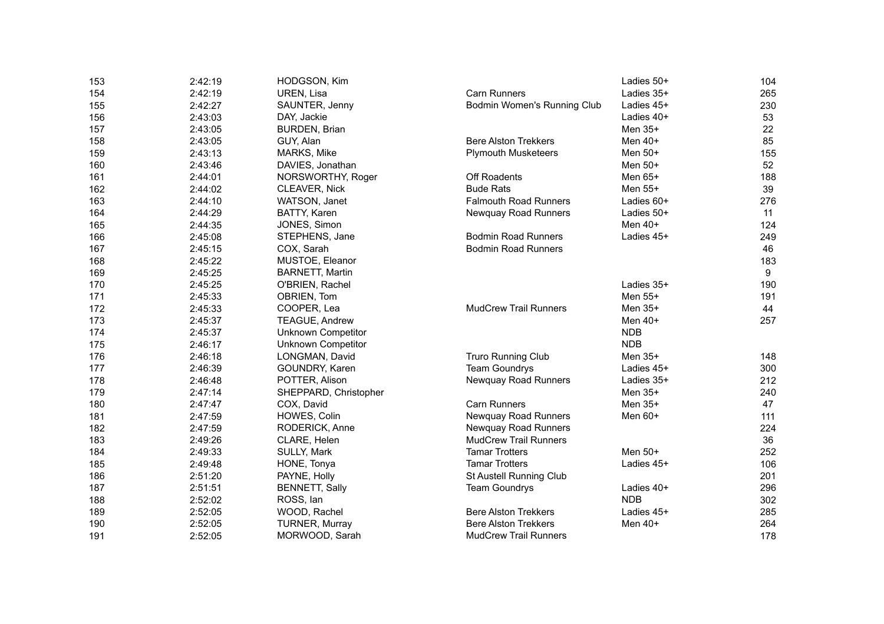| | | | | | |
|---|---|---|---|---|---|
| 153 | 2:42:19 | HODGSON, Kim | | Ladies 50+ | 104 |
| 154 | 2:42:19 | UREN, Lisa | Carn Runners | Ladies 35+ | 265 |
| 155 | 2:42:27 | SAUNTER, Jenny | Bodmin Women's Running Club | Ladies 45+ | 230 |
| 156 | 2:43:03 | DAY, Jackie | | Ladies 40+ | 53 |
| 157 | 2:43:05 | BURDEN, Brian | | Men 35+ | 22 |
| 158 | 2:43:05 | GUY, Alan | Bere Alston Trekkers | Men 40+ | 85 |
| 159 | 2:43:13 | MARKS, Mike | Plymouth Musketeers | Men 50+ | 155 |
| 160 | 2:43:46 | DAVIES, Jonathan | | Men 50+ | 52 |
| 161 | 2:44:01 | NORSWORTHY, Roger | Off Roadents | Men 65+ | 188 |
| 162 | 2:44:02 | CLEAVER, Nick | Bude Rats | Men 55+ | 39 |
| 163 | 2:44:10 | WATSON, Janet | Falmouth Road Runners | Ladies 60+ | 276 |
| 164 | 2:44:29 | BATTY, Karen | Newquay Road Runners | Ladies 50+ | 11 |
| 165 | 2:44:35 | JONES, Simon | | Men 40+ | 124 |
| 166 | 2:45:08 | STEPHENS, Jane | Bodmin Road Runners | Ladies 45+ | 249 |
| 167 | 2:45:15 | COX, Sarah | Bodmin Road Runners | | 46 |
| 168 | 2:45:22 | MUSTOE, Eleanor | | | 183 |
| 169 | 2:45:25 | BARNETT, Martin | | | 9 |
| 170 | 2:45:25 | O'BRIEN, Rachel | | Ladies 35+ | 190 |
| 171 | 2:45:33 | OBRIEN, Tom | | Men 55+ | 191 |
| 172 | 2:45:33 | COOPER, Lea | MudCrew Trail Runners | Men 35+ | 44 |
| 173 | 2:45:37 | TEAGUE, Andrew | | Men 40+ | 257 |
| 174 | 2:45:37 | Unknown Competitor | | NDB | |
| 175 | 2:46:17 | Unknown Competitor | | NDB | |
| 176 | 2:46:18 | LONGMAN, David | Truro Running Club | Men 35+ | 148 |
| 177 | 2:46:39 | GOUNDRY, Karen | Team Goundrys | Ladies 45+ | 300 |
| 178 | 2:46:48 | POTTER, Alison | Newquay Road Runners | Ladies 35+ | 212 |
| 179 | 2:47:14 | SHEPPARD, Christopher | | Men 35+ | 240 |
| 180 | 2:47:47 | COX, David | Carn Runners | Men 35+ | 47 |
| 181 | 2:47:59 | HOWES, Colin | Newquay Road Runners | Men 60+ | 111 |
| 182 | 2:47:59 | RODERICK, Anne | Newquay Road Runners | | 224 |
| 183 | 2:49:26 | CLARE, Helen | MudCrew Trail Runners | | 36 |
| 184 | 2:49:33 | SULLY, Mark | Tamar Trotters | Men 50+ | 252 |
| 185 | 2:49:48 | HONE, Tonya | Tamar Trotters | Ladies 45+ | 106 |
| 186 | 2:51:20 | PAYNE, Holly | St Austell Running Club | | 201 |
| 187 | 2:51:51 | BENNETT, Sally | Team Goundrys | Ladies 40+ | 296 |
| 188 | 2:52:02 | ROSS, Ian | | NDB | 302 |
| 189 | 2:52:05 | WOOD, Rachel | Bere Alston Trekkers | Ladies 45+ | 285 |
| 190 | 2:52:05 | TURNER, Murray | Bere Alston Trekkers | Men 40+ | 264 |
| 191 | 2:52:05 | MORWOOD, Sarah | MudCrew Trail Runners | | 178 |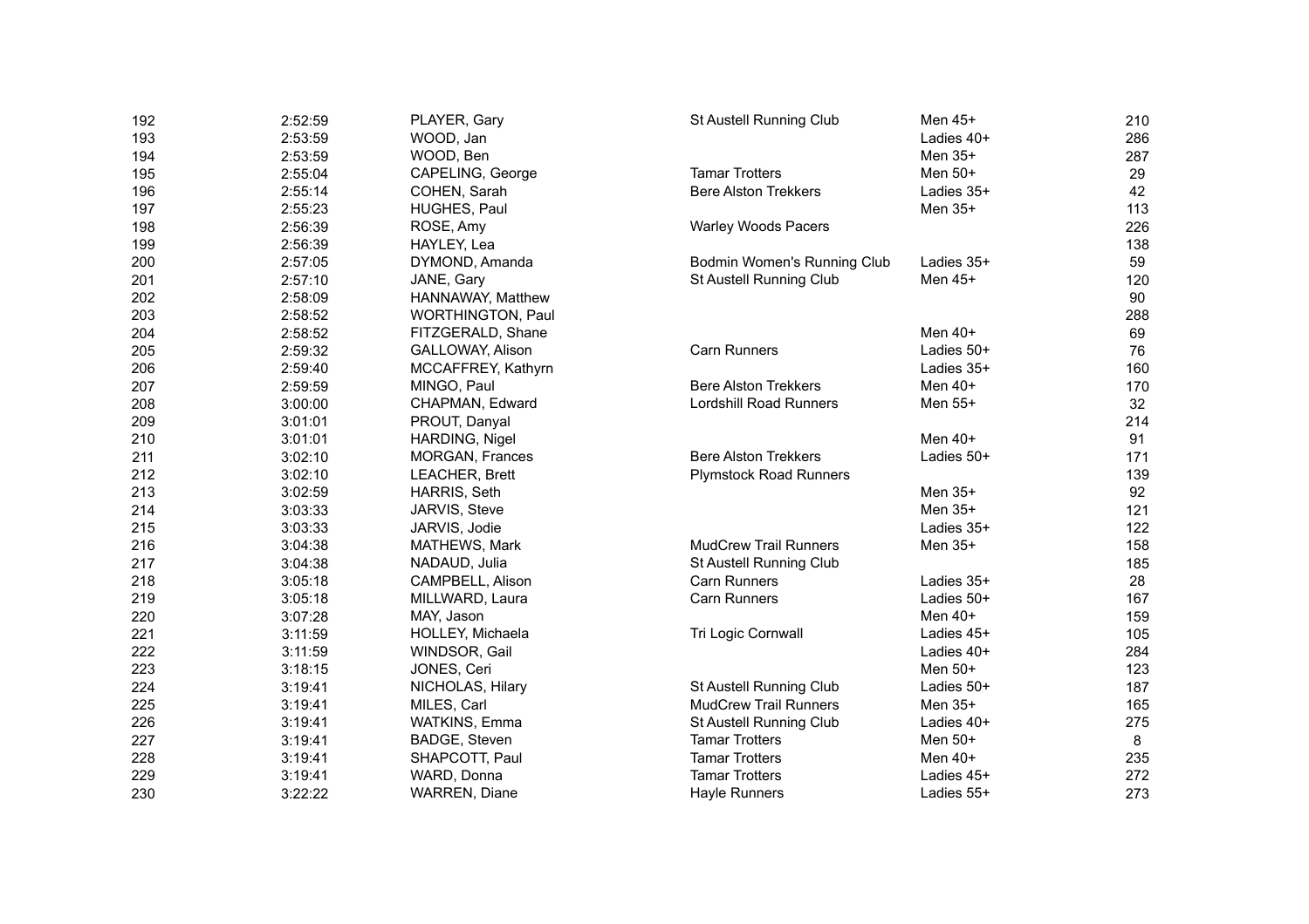| | | | | | |
|---|---|---|---|---|---|
| 192 | 2:52:59 | PLAYER, Gary | St Austell Running Club | Men 45+ | 210 |
| 193 | 2:53:59 | WOOD, Jan | | Ladies 40+ | 286 |
| 194 | 2:53:59 | WOOD, Ben | | Men 35+ | 287 |
| 195 | 2:55:04 | CAPELING, George | Tamar Trotters | Men 50+ | 29 |
| 196 | 2:55:14 | COHEN, Sarah | Bere Alston Trekkers | Ladies 35+ | 42 |
| 197 | 2:55:23 | HUGHES, Paul | | Men 35+ | 113 |
| 198 | 2:56:39 | ROSE, Amy | Warley Woods Pacers | | 226 |
| 199 | 2:56:39 | HAYLEY, Lea | | | 138 |
| 200 | 2:57:05 | DYMOND, Amanda | Bodmin Women's Running Club | Ladies 35+ | 59 |
| 201 | 2:57:10 | JANE, Gary | St Austell Running Club | Men 45+ | 120 |
| 202 | 2:58:09 | HANNAWAY, Matthew | | | 90 |
| 203 | 2:58:52 | WORTHINGTON, Paul | | | 288 |
| 204 | 2:58:52 | FITZGERALD, Shane | | Men 40+ | 69 |
| 205 | 2:59:32 | GALLOWAY, Alison | Carn Runners | Ladies 50+ | 76 |
| 206 | 2:59:40 | MCCAFFREY, Kathyrn | | Ladies 35+ | 160 |
| 207 | 2:59:59 | MINGO, Paul | Bere Alston Trekkers | Men 40+ | 170 |
| 208 | 3:00:00 | CHAPMAN, Edward | Lordshill Road Runners | Men 55+ | 32 |
| 209 | 3:01:01 | PROUT, Danyal | | | 214 |
| 210 | 3:01:01 | HARDING, Nigel | | Men 40+ | 91 |
| 211 | 3:02:10 | MORGAN, Frances | Bere Alston Trekkers | Ladies 50+ | 171 |
| 212 | 3:02:10 | LEACHER, Brett | Plymstock Road Runners | | 139 |
| 213 | 3:02:59 | HARRIS, Seth | | Men 35+ | 92 |
| 214 | 3:03:33 | JARVIS, Steve | | Men 35+ | 121 |
| 215 | 3:03:33 | JARVIS, Jodie | | Ladies 35+ | 122 |
| 216 | 3:04:38 | MATHEWS, Mark | MudCrew Trail Runners | Men 35+ | 158 |
| 217 | 3:04:38 | NADAUD, Julia | St Austell Running Club | | 185 |
| 218 | 3:05:18 | CAMPBELL, Alison | Carn Runners | Ladies 35+ | 28 |
| 219 | 3:05:18 | MILLWARD, Laura | Carn Runners | Ladies 50+ | 167 |
| 220 | 3:07:28 | MAY, Jason | | Men 40+ | 159 |
| 221 | 3:11:59 | HOLLEY, Michaela | Tri Logic Cornwall | Ladies 45+ | 105 |
| 222 | 3:11:59 | WINDSOR, Gail | | Ladies 40+ | 284 |
| 223 | 3:18:15 | JONES, Ceri | | Men 50+ | 123 |
| 224 | 3:19:41 | NICHOLAS, Hilary | St Austell Running Club | Ladies 50+ | 187 |
| 225 | 3:19:41 | MILES, Carl | MudCrew Trail Runners | Men 35+ | 165 |
| 226 | 3:19:41 | WATKINS, Emma | St Austell Running Club | Ladies 40+ | 275 |
| 227 | 3:19:41 | BADGE, Steven | Tamar Trotters | Men 50+ | 8 |
| 228 | 3:19:41 | SHAPCOTT, Paul | Tamar Trotters | Men 40+ | 235 |
| 229 | 3:19:41 | WARD, Donna | Tamar Trotters | Ladies 45+ | 272 |
| 230 | 3:22:22 | WARREN, Diane | Hayle Runners | Ladies 55+ | 273 |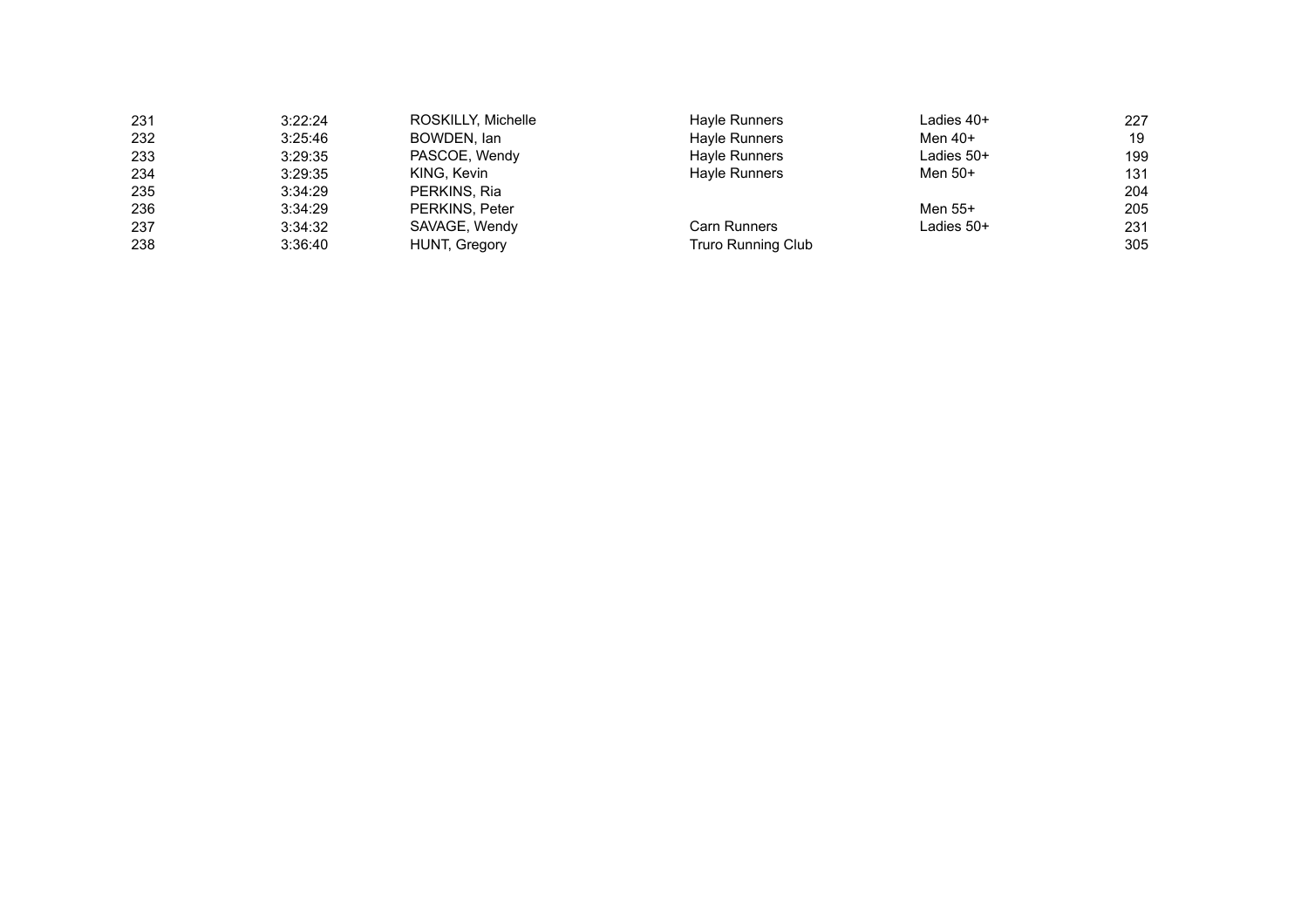| | | | | | |
|---|---|---|---|---|---|
| 231 | 3:22:24 | ROSKILLY, Michelle | Hayle Runners | Ladies 40+ | 227 |
| 232 | 3:25:46 | BOWDEN, Ian | Hayle Runners | Men 40+ | 19 |
| 233 | 3:29:35 | PASCOE, Wendy | Hayle Runners | Ladies 50+ | 199 |
| 234 | 3:29:35 | KING, Kevin | Hayle Runners | Men 50+ | 131 |
| 235 | 3:34:29 | PERKINS, Ria | | | 204 |
| 236 | 3:34:29 | PERKINS, Peter | | Men 55+ | 205 |
| 237 | 3:34:32 | SAVAGE, Wendy | Carn Runners | Ladies 50+ | 231 |
| 238 | 3:36:40 | HUNT, Gregory | Truro Running Club | | 305 |